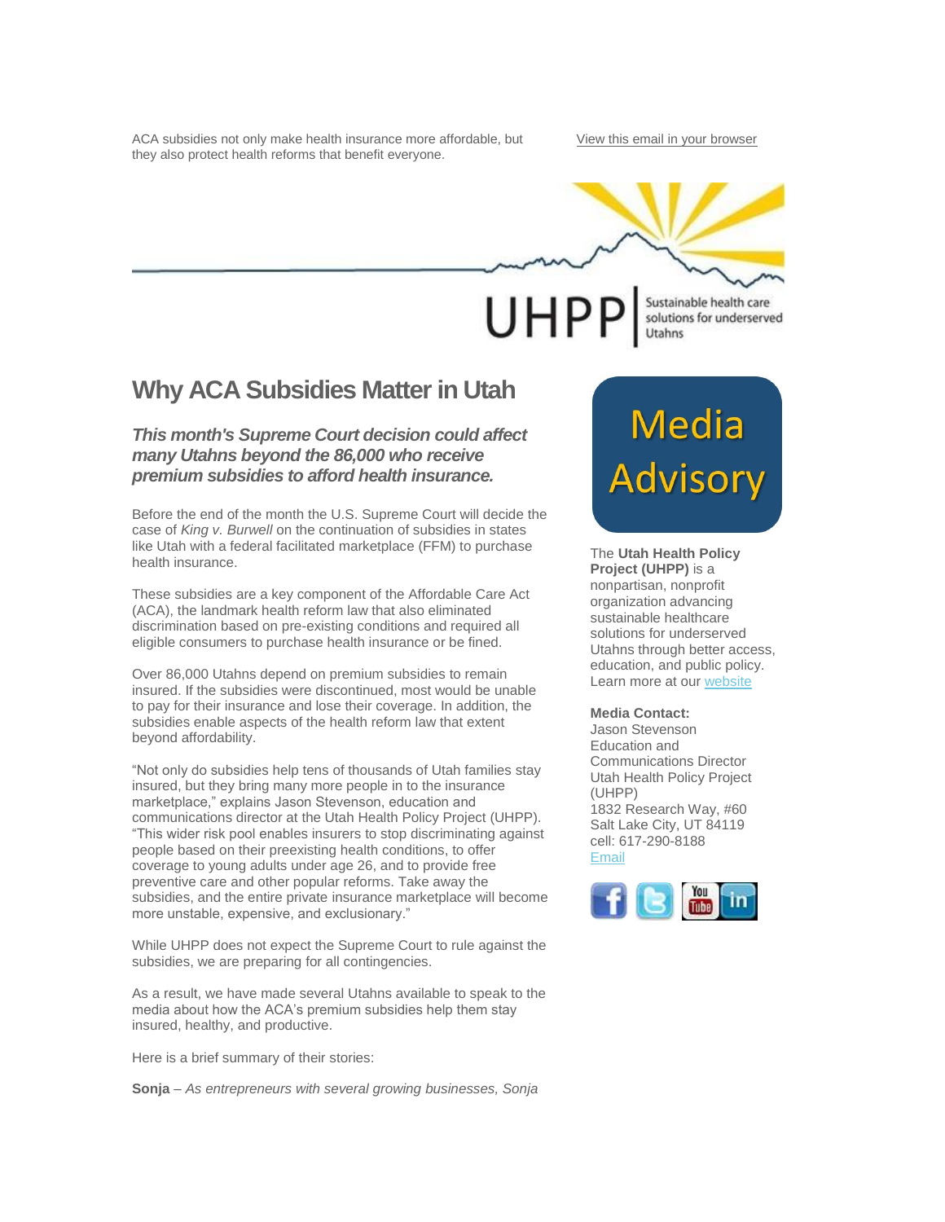ACA subsidies not only make health insurance more affordable, but they also protect health reforms that benefit everyone.

View this email in your browser

UHPP | Sustainable health care solutions for underserved Utahns

# Why ACA Subsidies Matter in Utah

### *This month's Supreme Court decision could affect many Utahns beyond the 86,000 who receive premium subsidies to afford health insurance.*

Before the end of the month the U.S. Supreme Court will decide the case of *King v. Burwell* on the continuation of subsidies in states like Utah with a federal facilitated marketplace (FFM) to purchase health insurance.

These subsidies are a key component of the Affordable Care Act (ACA), the landmark health reform law that also eliminated discrimination based on pre-existing conditions and required all eligible consumers to purchase health insurance or be fined.

Over 86,000 Utahns depend on premium subsidies to remain insured. If the subsidies were discontinued, most would be unable to pay for their insurance and lose their coverage. In addition, the subsidies enable aspects of the health reform law that extent beyond affordability.

"Not only do subsidies help tens of thousands of Utah families stay insured, but they bring many more people in to the insurance marketplace," explains Jason Stevenson, education and communications director at the Utah Health Policy Project (UHPP). "This wider risk pool enables insurers to stop discriminating against people based on their preexisting health conditions, to offer coverage to young adults under age 26, and to provide free preventive care and other popular reforms. Take away the subsidies, and the entire private insurance marketplace will become more unstable, expensive, and exclusionary."

While UHPP does not expect the Supreme Court to rule against the subsidies, we are preparing for all contingencies.

As a result, we have made several Utahns available to speak to the media about how the ACA's premium subsidies help them stay insured, healthy, and productive.

Here is a brief summary of their stories:

**Sonja** – *As entrepreneurs with several growing businesses, Sonja*

## Media Advisory

The **Utah Health Policy Project (UHPP)** is a nonpartisan, nonprofit organization advancing sustainable healthcare solutions for underserved Utahns through better access, education, and public policy. Learn more at our website

**Media Contact:**
Jason Stevenson
Education and Communications Director
Utah Health Policy Project (UHPP)
1832 Research Way, #60
Salt Lake City, UT 84119
cell: 617-290-8188
Email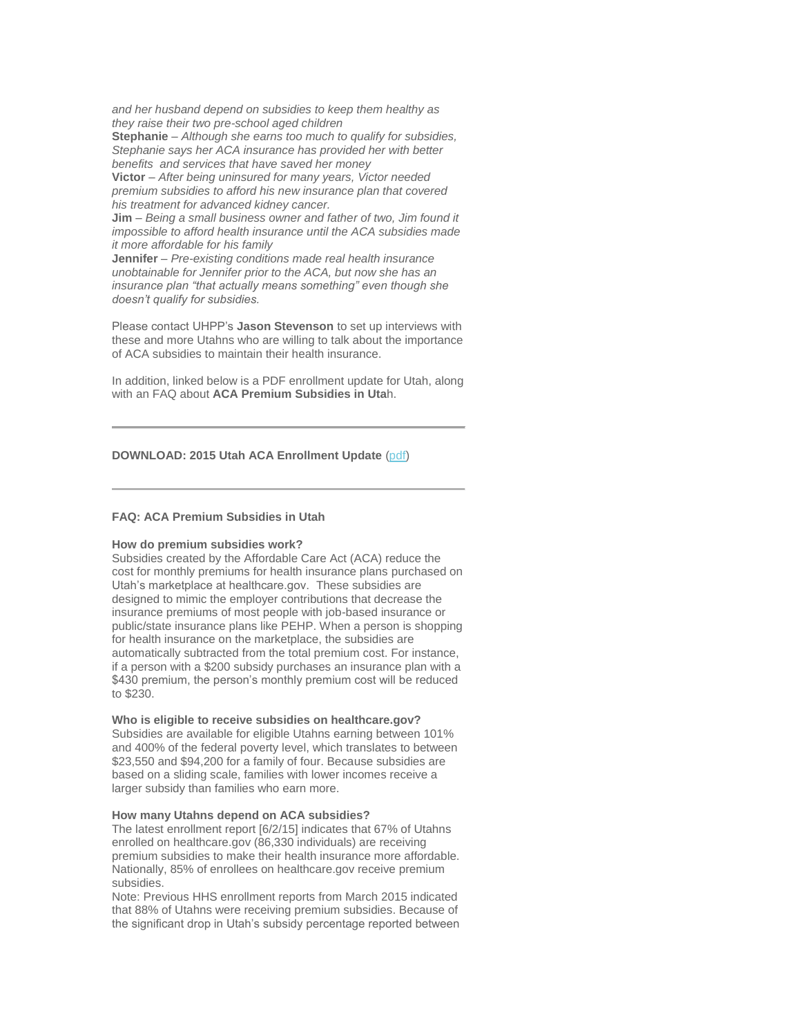*and her husband depend on subsidies to keep them healthy as they raise their two pre-school aged children*
**Stephanie** – *Although she earns too much to qualify for subsidies, Stephanie says her ACA insurance has provided her with better benefits and services that have saved her money*
**Victor** – *After being uninsured for many years, Victor needed premium subsidies to afford his new insurance plan that covered his treatment for advanced kidney cancer.*
**Jim** – *Being a small business owner and father of two, Jim found it impossible to afford health insurance until the ACA subsidies made it more affordable for his family*
**Jennifer** – *Pre-existing conditions made real health insurance unobtainable for Jennifer prior to the ACA, but now she has an insurance plan "that actually means something" even though she doesn't qualify for subsidies.*

Please contact UHPP's **Jason Stevenson** to set up interviews with these and more Utahns who are willing to talk about the importance of ACA subsidies to maintain their health insurance.

In addition, linked below is a PDF enrollment update for Utah, along with an FAQ about **ACA Premium Subsidies in Uta**h.

---

**DOWNLOAD: 2015 Utah ACA Enrollment Update** (pdf)

---

**FAQ: ACA Premium Subsidies in Utah**

**How do premium subsidies work?**
Subsidies created by the Affordable Care Act (ACA) reduce the cost for monthly premiums for health insurance plans purchased on Utah's marketplace at healthcare.gov. These subsidies are designed to mimic the employer contributions that decrease the insurance premiums of most people with job-based insurance or public/state insurance plans like PEHP. When a person is shopping for health insurance on the marketplace, the subsidies are automatically subtracted from the total premium cost. For instance, if a person with a $200 subsidy purchases an insurance plan with a $430 premium, the person's monthly premium cost will be reduced to $230.

**Who is eligible to receive subsidies on healthcare.gov?**
Subsidies are available for eligible Utahns earning between 101% and 400% of the federal poverty level, which translates to between $23,550 and $94,200 for a family of four. Because subsidies are based on a sliding scale, families with lower incomes receive a larger subsidy than families who earn more.

**How many Utahns depend on ACA subsidies?**
The latest enrollment report [6/2/15] indicates that 67% of Utahns enrolled on healthcare.gov (86,330 individuals) are receiving premium subsidies to make their health insurance more affordable. Nationally, 85% of enrollees on healthcare.gov receive premium subsidies.
Note: Previous HHS enrollment reports from March 2015 indicated that 88% of Utahns were receiving premium subsidies. Because of the significant drop in Utah's subsidy percentage reported between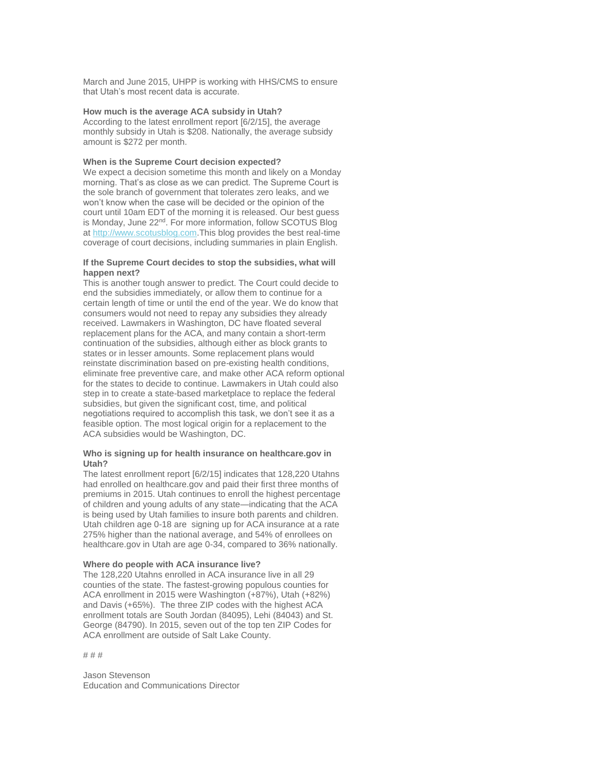March and June 2015, UHPP is working with HHS/CMS to ensure that Utah's most recent data is accurate.

**How much is the average ACA subsidy in Utah?**
According to the latest enrollment report [6/2/15], the average monthly subsidy in Utah is $208. Nationally, the average subsidy amount is $272 per month.

**When is the Supreme Court decision expected?**
We expect a decision sometime this month and likely on a Monday morning. That's as close as we can predict. The Supreme Court is the sole branch of government that tolerates zero leaks, and we won't know when the case will be decided or the opinion of the court until 10am EDT of the morning it is released. Our best guess is Monday, June 22nd. For more information, follow SCOTUS Blog at http://www.scotusblog.com.This blog provides the best real-time coverage of court decisions, including summaries in plain English.

**If the Supreme Court decides to stop the subsidies, what will happen next?**
This is another tough answer to predict. The Court could decide to end the subsidies immediately, or allow them to continue for a certain length of time or until the end of the year. We do know that consumers would not need to repay any subsidies they already received. Lawmakers in Washington, DC have floated several replacement plans for the ACA, and many contain a short-term continuation of the subsidies, although either as block grants to states or in lesser amounts. Some replacement plans would reinstate discrimination based on pre-existing health conditions, eliminate free preventive care, and make other ACA reform optional for the states to decide to continue. Lawmakers in Utah could also step in to create a state-based marketplace to replace the federal subsidies, but given the significant cost, time, and political negotiations required to accomplish this task, we don't see it as a feasible option. The most logical origin for a replacement to the ACA subsidies would be Washington, DC.

**Who is signing up for health insurance on healthcare.gov in Utah?**
The latest enrollment report [6/2/15] indicates that 128,220 Utahns had enrolled on healthcare.gov and paid their first three months of premiums in 2015. Utah continues to enroll the highest percentage of children and young adults of any state—indicating that the ACA is being used by Utah families to insure both parents and children. Utah children age 0-18 are signing up for ACA insurance at a rate 275% higher than the national average, and 54% of enrollees on healthcare.gov in Utah are age 0-34, compared to 36% nationally.

**Where do people with ACA insurance live?**
The 128,220 Utahns enrolled in ACA insurance live in all 29 counties of the state. The fastest-growing populous counties for ACA enrollment in 2015 were Washington (+87%), Utah (+82%) and Davis (+65%). The three ZIP codes with the highest ACA enrollment totals are South Jordan (84095), Lehi (84043) and St. George (84790). In 2015, seven out of the top ten ZIP Codes for ACA enrollment are outside of Salt Lake County.

# # #

Jason Stevenson
Education and Communications Director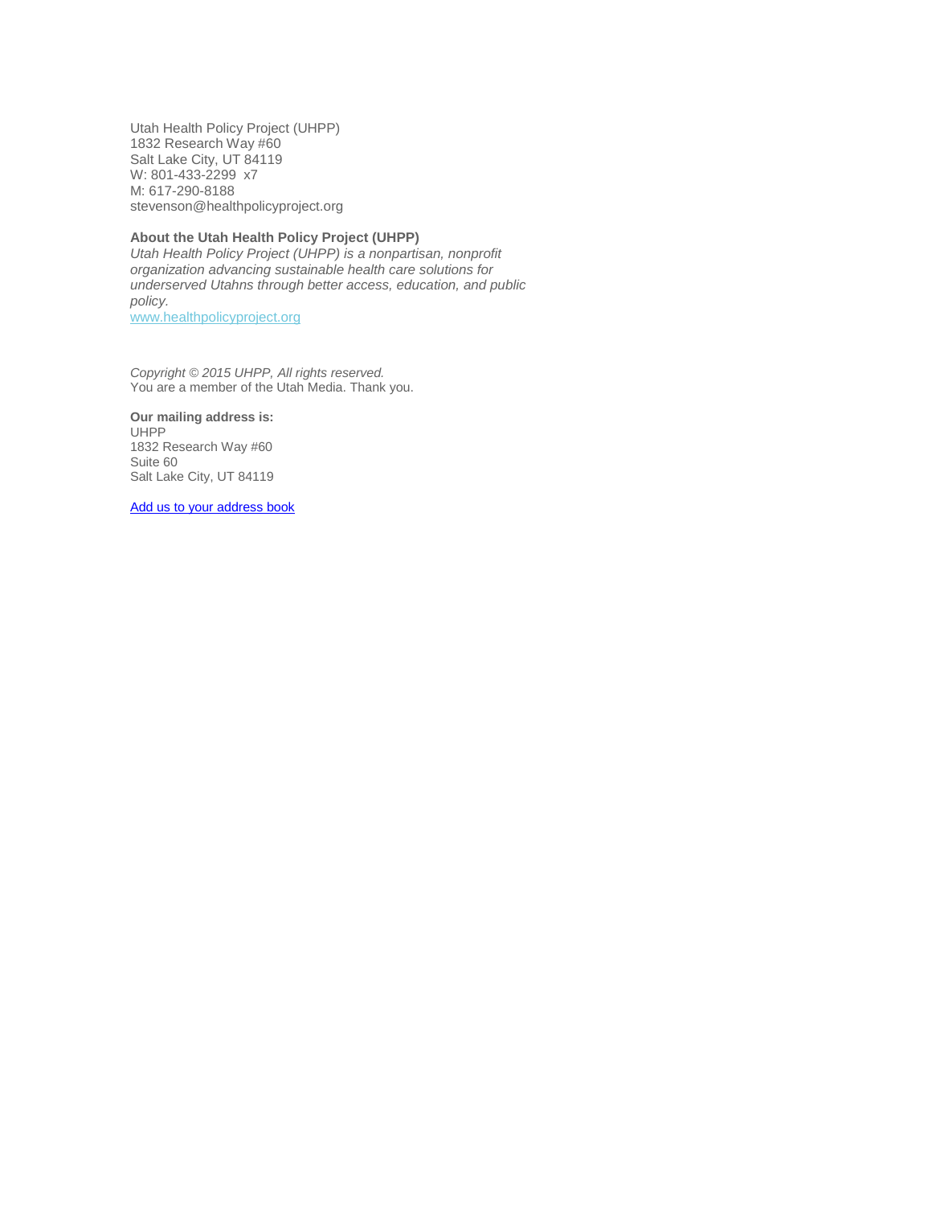Utah Health Policy Project (UHPP)
1832 Research Way #60
Salt Lake City, UT 84119
W: 801-433-2299  x7
M: 617-290-8188
stevenson@healthpolicyproject.org

**About the Utah Health Policy Project (UHPP)**
*Utah Health Policy Project (UHPP) is a nonpartisan, nonprofit organization advancing sustainable health care solutions for underserved Utahns through better access, education, and public policy.*
www.healthpolicyproject.org

*Copyright © 2015 UHPP, All rights reserved.*
You are a member of the Utah Media. Thank you.

**Our mailing address is:**
UHPP
1832 Research Way #60
Suite 60
Salt Lake City, UT 84119

Add us to your address book